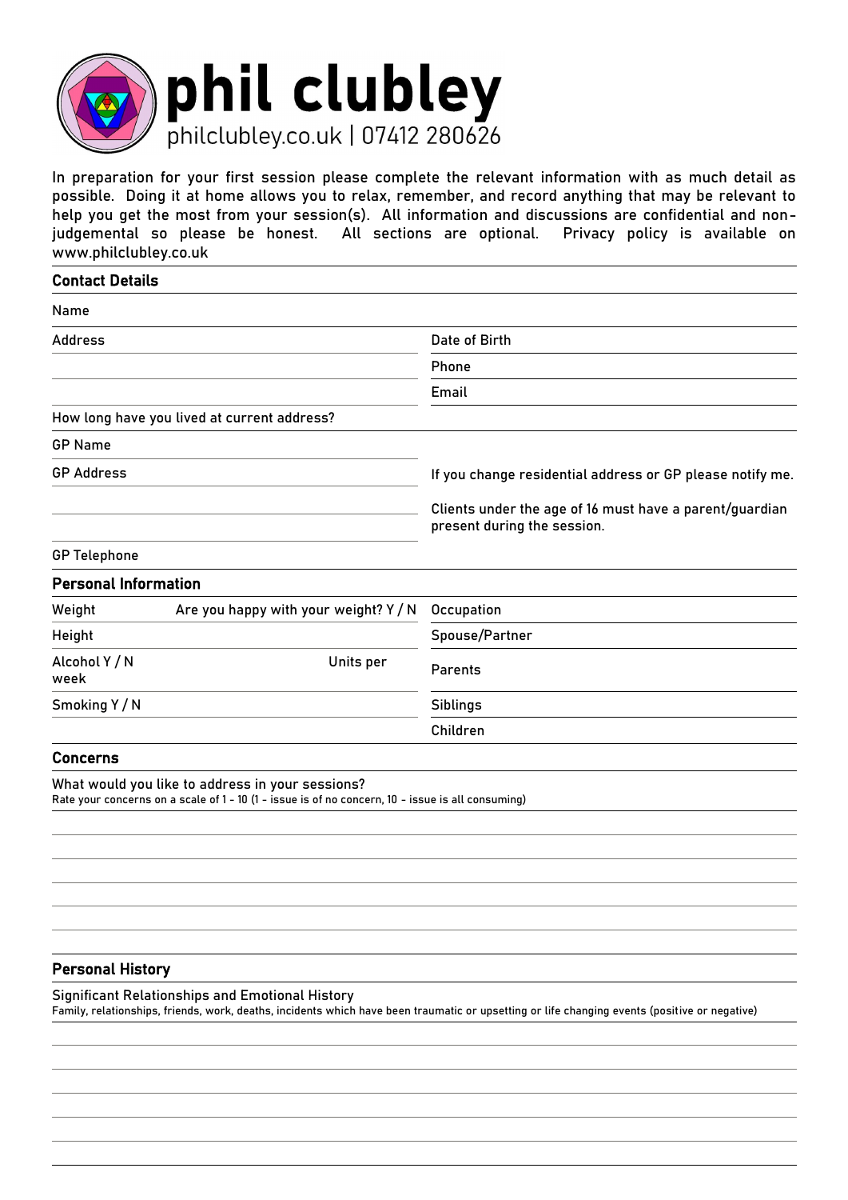# phil clubley

philclubley.co.uk | 07412 280626

In preparation for your first session please complete the relevant information with as much detail as possible. Doing it at home allows you to relax, remember, and record anything that may be relevant to help you get the most from your session(s). All information and discussions are confidential and non-judgemental so please be honest. All sections are optional. Privacy policy is available on www.philclubley.co.uk

## Contact Details

Name

| | |
|---|---|
| Address | Date of Birth |
| | Phone |
| | Email |
| How long have you lived at current address? | |
| GP Name | |
| GP Address | If you change residential address or GP please notify me. |
| | Clients under the age of 16 must have a parent/guardian present during the session. |
| GP Telephone | |

## Personal Information

| | | |
|---|---|---|
| Weight | Are you happy with your weight? Y / N | Occupation |
| Height | | Spouse/Partner |
| Alcohol Y / N | Units per week | Parents |
| Smoking Y / N | | Siblings |
| | | Children |

## Concerns

What would you like to address in your sessions?

Rate your concerns on a scale of 1 - 10 (1 - issue is of no concern, 10 - issue is all consuming)

## Personal History

Significant Relationships and Emotional History

Family, relationships, friends, work, deaths, incidents which have been traumatic or upsetting or life changing events (positive or negative)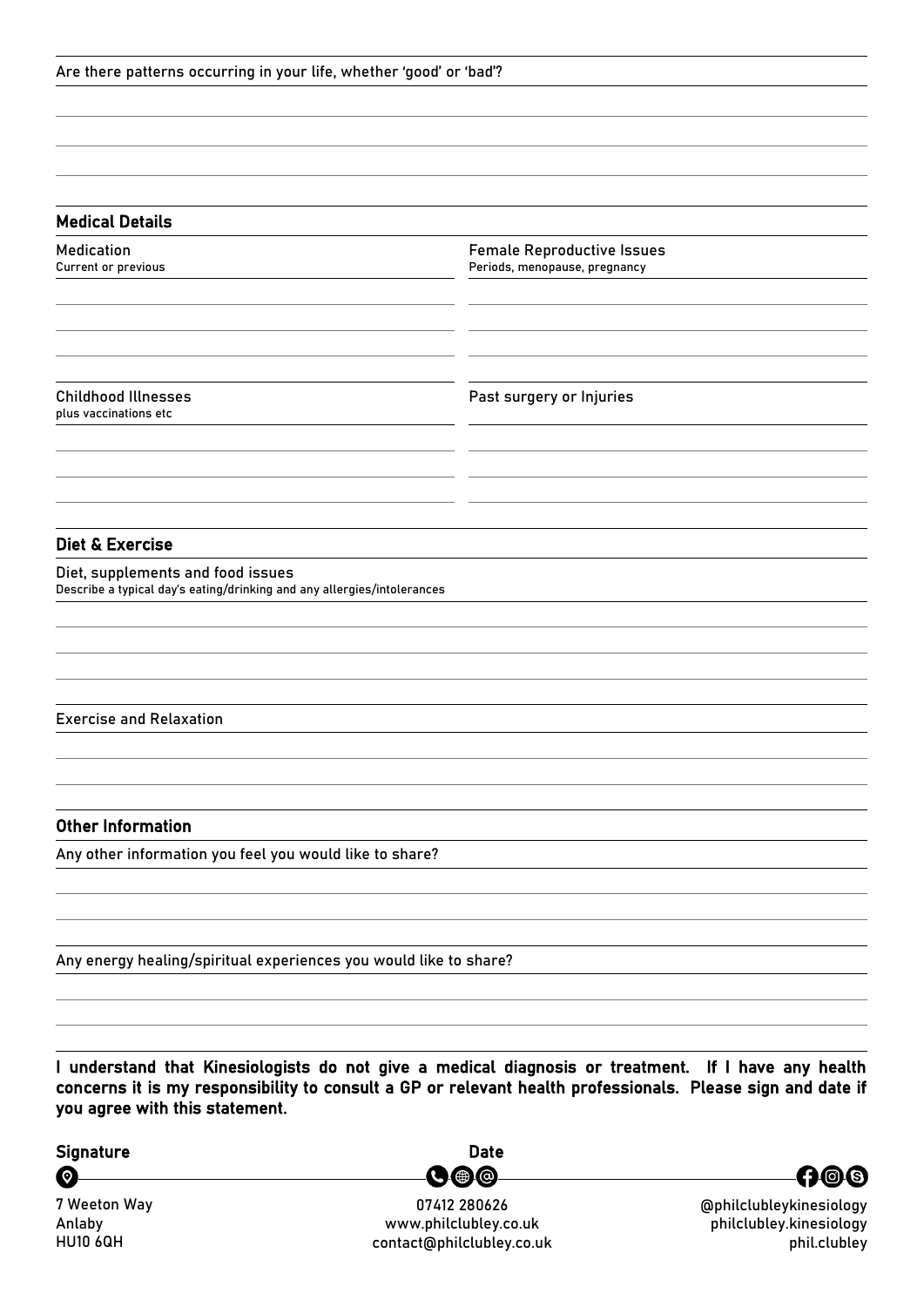Are there patterns occurring in your life, whether 'good' or 'bad'?

## Medical Details

**Medication**
Current or previous

**Female Reproductive Issues**
Periods, menopause, pregnancy

**Childhood Illnesses**
plus vaccinations etc

**Past surgery or Injuries**

## Diet & Exercise

**Diet, supplements and food issues**
Describe a typical day's eating/drinking and any allergies/intolerances

**Exercise and Relaxation**

## Other Information

Any other information you feel you would like to share?

Any energy healing/spiritual experiences you would like to share?

**I understand that Kinesiologists do not give a medical diagnosis or treatment. If I have any health concerns it is my responsibility to consult a GP or relevant health professionals. Please sign and date if you agree with this statement.**

**Signature**

**Date**

7 Weeton Way
Anlaby
HU10 6QH

07412 280626
www.philclubley.co.uk
contact@philclubley.co.uk

@philclubleykinesiology
philclubley.kinesiology
phil.clubley